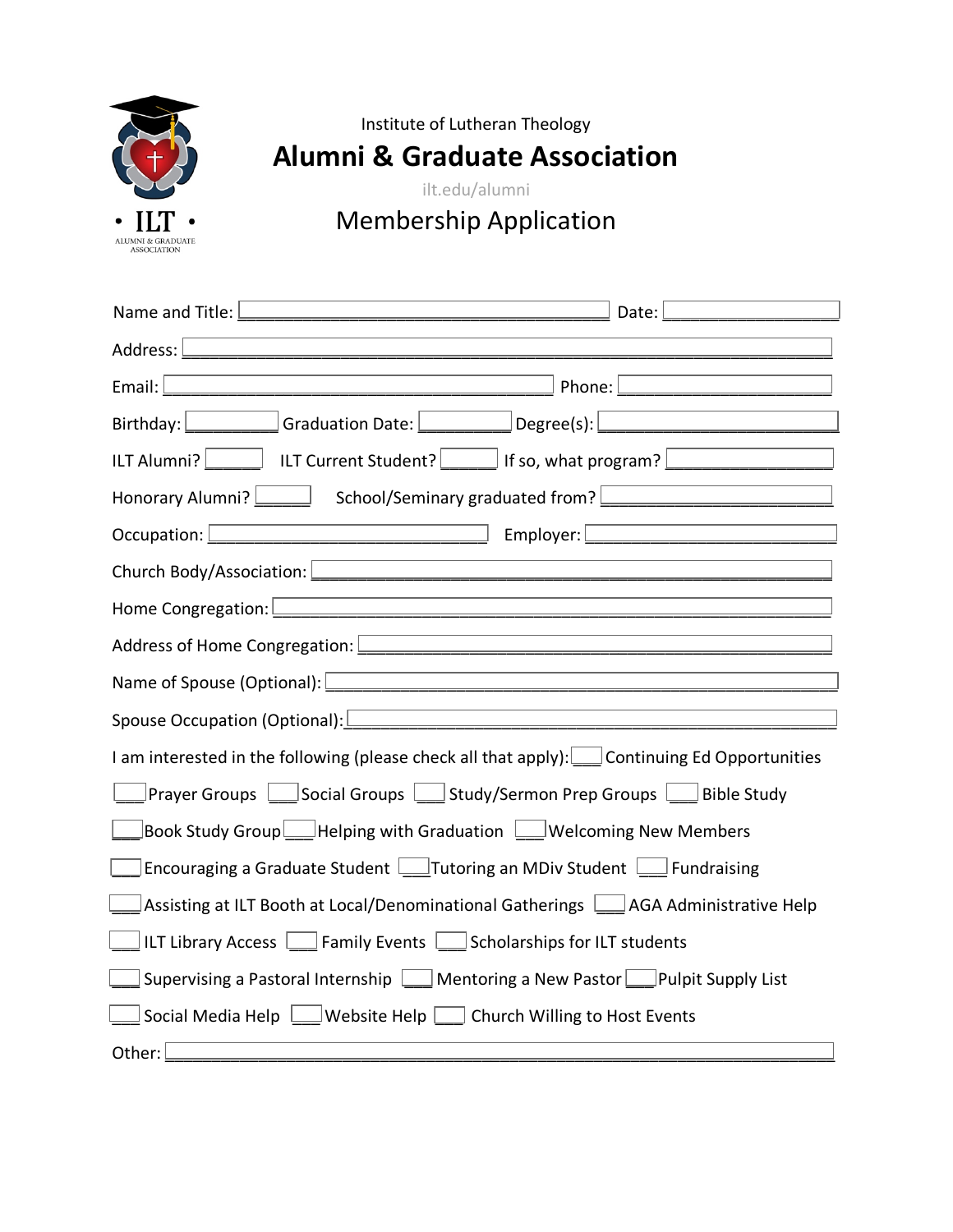Institute of Lutheran Theology

# Alumni & Graduate Association

ilt.edu/alumni

## Membership Application

Name and Title: ______________________________ Date: ______________

Address: ______________________________________________________

Email: ______________________________ Phone: ________________

Birthday: ________ Graduation Date: ________ Degree(s): ________________

ILT Alumni? _____ ILT Current Student? _____ If so, what program? ______________

Honorary Alumni? _____ School/Seminary graduated from? ____________________

Occupation: ______________________ Employer: ______________________

Church Body/Association: ______________________________________________

Home Congregation: __________________________________________________

Address of Home Congregation: ________________________________________

Name of Spouse (Optional): ____________________________________________

Spouse Occupation (Optional): __________________________________________

I am interested in the following (please check all that apply): ___ Continuing Ed Opportunties

___ Prayer Groups ___ Social Groups ___ Study/Sermon Prep Groups ___ Bible Study

___ Book Study Group ___ Helping with Graduation ___ Welcoming New Members

___ Encouraging a Graduate Student ___ Tutoring an MDiv Student ___ Fundraising

___ Assisting at ILT Booth at Local/Denominational Gatherings ___ AGA Administrative Help

___ ILT Library Access ___ Family Events ___ Scholarships for ILT students

___ Supervising a Pastoral Internship ___ Mentoring a New Pastor ___ Pulpit Supply List

___ Social Media Help ___ Website Help ___ Church Willing to Host Events

Other: ________________________________________________________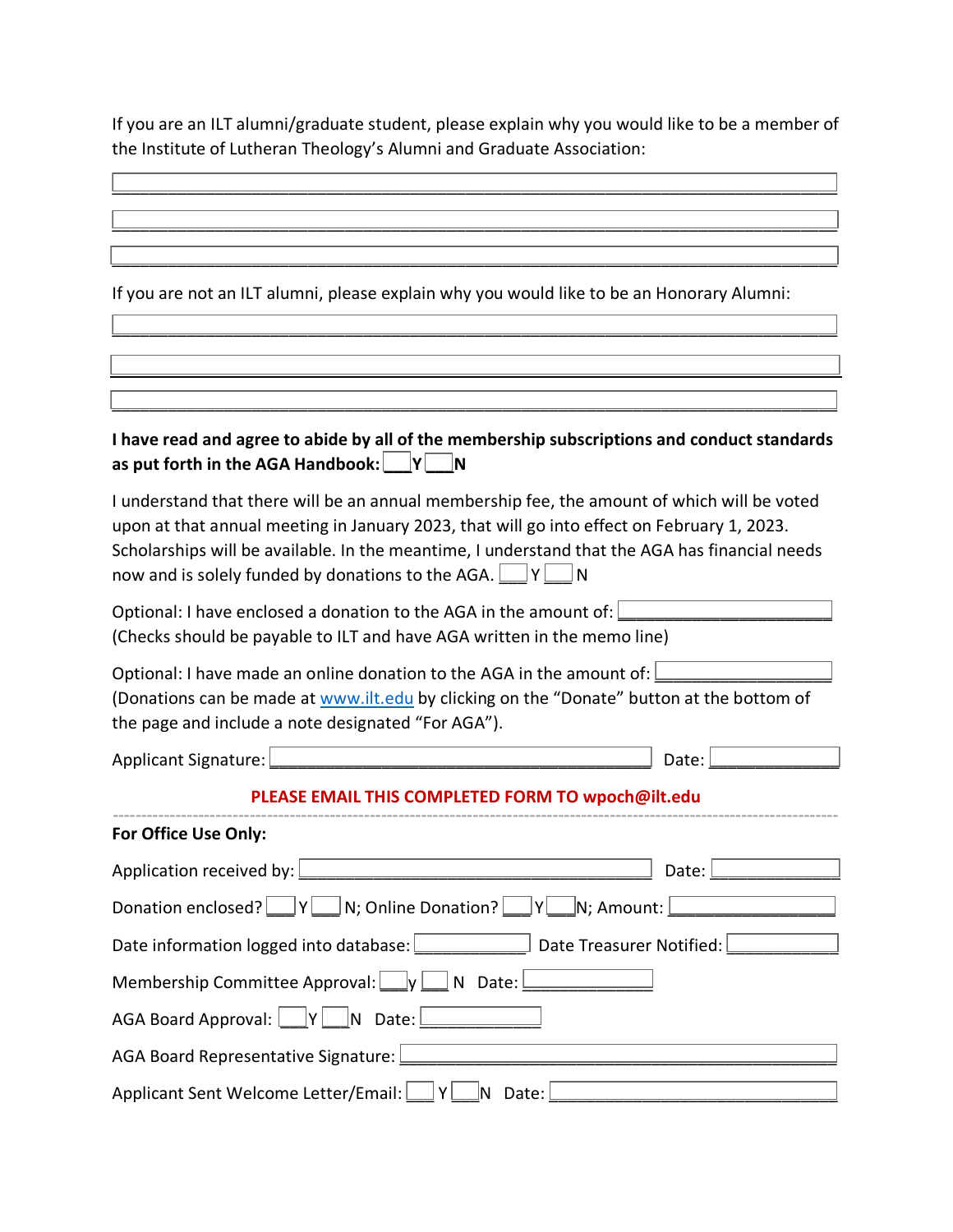If you are an ILT alumni/graduate student, please explain why you would like to be a member of the Institute of Lutheran Theology's Alumni and Graduate Association:

____________________________________________________________________________

____________________________________________________________________________

____________________________________________________________________________

If you are not an ILT alumni, please explain why you would like to be an Honorary Alumni:

____________________________________________________________________________

____________________________________________________________________________

____________________________________________________________________________

**I have read and agree to abide by all of the membership subscriptions and conduct standards as put forth in the AGA Handbook: ___Y ___N**

I understand that there will be an annual membership fee, the amount of which will be voted upon at that annual meeting in January 2023, that will go into effect on February 1, 2023. Scholarships will be available. In the meantime, I understand that the AGA has financial needs now and is solely funded by donations to the AGA. ___Y ___N

Optional: I have enclosed a donation to the AGA in the amount of: ______________________
(Checks should be payable to ILT and have AGA written in the memo line)

Optional: I have made an online donation to the AGA in the amount of: __________________
(Donations can be made at www.ilt.edu by clicking on the "Donate" button at the bottom of the page and include a note designated "For AGA").

Applicant Signature: ________________________________________ Date: ______________

**PLEASE EMAIL THIS COMPLETED FORM TO wpoch@ilt.edu**

---

**For Office Use Only:**

Application received by: ____________________________________ Date: ______________

Donation enclosed? ___Y ___N; Online Donation? ___Y ___N; Amount: ________________

Date information logged into database: ____________ Date Treasurer Notified: ____________

Membership Committee Approval: ___y ___ N Date: ______________

AGA Board Approval: ___Y ___N Date: ______________

AGA Board Representative Signature: ________________________________________

Applicant Sent Welcome Letter/Email: ___ Y ___N Date: ______________________________